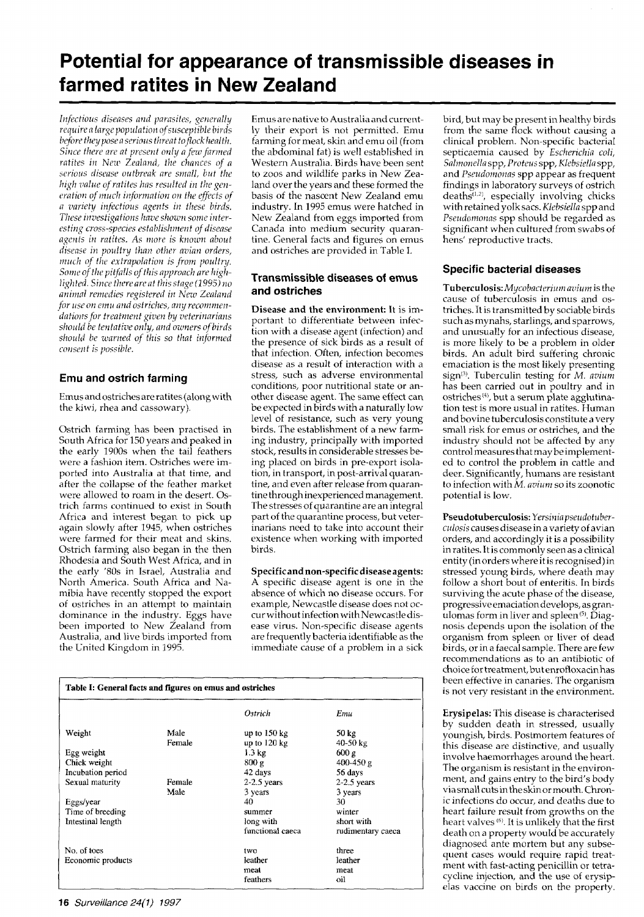# Potential for appearance of transmissible diseases in farmed ratites in New Zealand

*Infectious diseases and parasites, generally require a large population of susceptible birds before they pose a serious threat to flock health. Since there are at present only a few farmed ratites in New Zealand, the chances of a serious disease outbreak are small, but the high value of ratites has resulted in the generation of much information on the effects of a variety infectious agents in these birds. These investigations have shown some interesting cross-species establishment of disease agents in ratites. As more is known about disease in poultry than other avian orders, much of the extrapolation is from poultry. Some of the pitfalls of this approach are highlighted. Since there are at this stage (1995) no animal remedies registered in New Zealand for use on emu and ostriches, any recommendations for treatment given by veterinarians should be tentative only, and owners of birds should be warned of this so that informed consent is possible.*

## Emu and ostrich farming

Emus and ostriches are ratites (along with the kiwi, rhea and cassowary).

Ostrich farming has been practised in South Africa for 150 years and peaked in the early 1900s when the tail feathers were a fashion item. Ostriches were imported into Australia at that time, and after the collapse of the feather market were allowed to roam in the desert. Ostrich farms continued to exist in South Africa and interest began to pick up again slowly after 1945, when ostriches were farmed for their meat and skins. Ostrich farming also began in the then Rhodesia and South West Africa, and in the early '80s in Israel, Australia and North America. South Africa and Namibia have recently stopped the export of ostriches in an attempt to maintain dominance in the industry. Eggs have been imported to New Zealand from Australia, and live birds imported from the United Kingdom in 1995.

Emus are native to Australia and currently their export is not permitted. Emu farming for meat, skin and emu oil (from the abdominal fat) is well established in Western Australia. Birds have been sent to zoos and wildlife parks in New Zealand over the years and these formed the basis of the nascent New Zealand emu industry. In 1995 emus were hatched in New Zealand from eggs imported from Canada into medium security quarantine. General facts and figures on emus and ostriches are provided in Table I.

**Table I: General facts and figures on emus and ostriches**

| | | *Ostrich* | *Emu* |
|---|---|---|---|
| Weight | Male | up to 150 kg | 50 kg |
| | Female | up to 120 kg | 40-50 kg |
| Egg weight | | 1.3 kg | 600 g |
| Chick weight | | 800 g | 400-450 g |
| Incubation period | | 42 days | 56 days |
| Sexual maturity | Female | 2-2.5 years | 2-2.5 years |
| | Male | 3 years | 3 years |
| Eggs/year | | 40 | 30 |
| Time of breeding | | summer | winter |
| Intestinal length | | long with functional caeca | short with rudimentary caeca |
| No. of toes | | two | three |
| Economic products | | leather meat feathers | leather meat oil |

## Transmissible diseases of emus and ostriches

**Disease and the environment:** It is important to differentiate between infection with a disease agent (infection) and the presence of sick birds as a result of that infection. Often, infection becomes disease as a result of interaction with a stress, such as adverse environmental conditions, poor nutritional state or another disease agent. The same effect can be expected in birds with a naturally low level of resistance, such as very young birds. The establishment of a new farming industry, principally with imported stock, results in considerable stresses being placed on birds in pre-export isolation, in transport, in post-arrival quarantine, and even after release from quarantine through inexperienced management. The stresses of quarantine are an integral part of the quarantine process, but veterinarians need to take into account their existence when working with imported birds.

**Specific and non-specific disease agents:** A specific disease agent is one in the absence of which no disease occurs. For example, Newcastle disease does not occur without infection with Newcastle disease virus. Non-specific disease agents are frequently bacteria identifiable as the immediate cause of a problem in a sick bird, but may be present in healthy birds from the same flock without causing a clinical problem. Non-specific bacterial septicaemia caused by *Escherichia coli*, *Salmonella* spp, *Proteus* spp, *Klebsiella* spp, and *Pseudomonas* spp appear as frequent findings in laboratory surveys of ostrich deaths[1,2], especially involving chicks with retained yolk sacs. *Klebsiella* spp and *Pseudomonas* spp should be regarded as significant when cultured from swabs of hens' reproductive tracts.

## Specific bacterial diseases

**Tuberculosis:** *Mycobacterium avium* is the cause of tuberculosis in emus and ostriches. It is transmitted by sociable birds such as mynahs, starlings, and sparrows, and unusually for an infectious disease, is more likely to be a problem in older birds. An adult bird suffering chronic emaciation is the most likely presenting sign[3]. Tuberculin testing for *M. avium* has been carried out in poultry and in ostriches[4], but a serum plate agglutination test is more usual in ratites. Human and bovine tuberculosis constitute a very small risk for emus or ostriches, and the industry should not be affected by any control measures that may be implemented to control the problem in cattle and deer. Significantly, humans are resistant to infection with *M. avium* so its zoonotic potential is low.

**Pseudotuberculosis:** *Yersinia pseudotuberculosis* causes disease in a variety of avian orders, and accordingly it is a possibility in ratites. It is commonly seen as a clinical entity (in orders where it is recognised) in stressed young birds, where death may follow a short bout of enteritis. In birds surviving the acute phase of the disease, progressive emaciation develops, as granulomas form in liver and spleen[5]. Diagnosis depends upon the isolation of the organism from spleen or liver of dead birds, or in a faecal sample. There are few recommendations as to an antibiotic of choice for treatment, but enrofloxacin has been effective in canaries. The organism is not very resistant in the environment.

**Erysipelas:** This disease is characterised by sudden death in stressed, usually youngish, birds. Postmortem features of this disease are distinctive, and usually involve haemorrhages around the heart. The organism is resistant in the environment, and gains entry to the bird's body via small cuts in the skin or mouth. Chronic infections do occur, and deaths due to heart failure result from growths on the heart valves[6]. It is unlikely that the first death on a property would be accurately diagnosed ante mortem but any subsequent cases would require rapid treatment with fast-acting penicillin or tetracycline injection, and the use of erysipelas vaccine on birds on the property.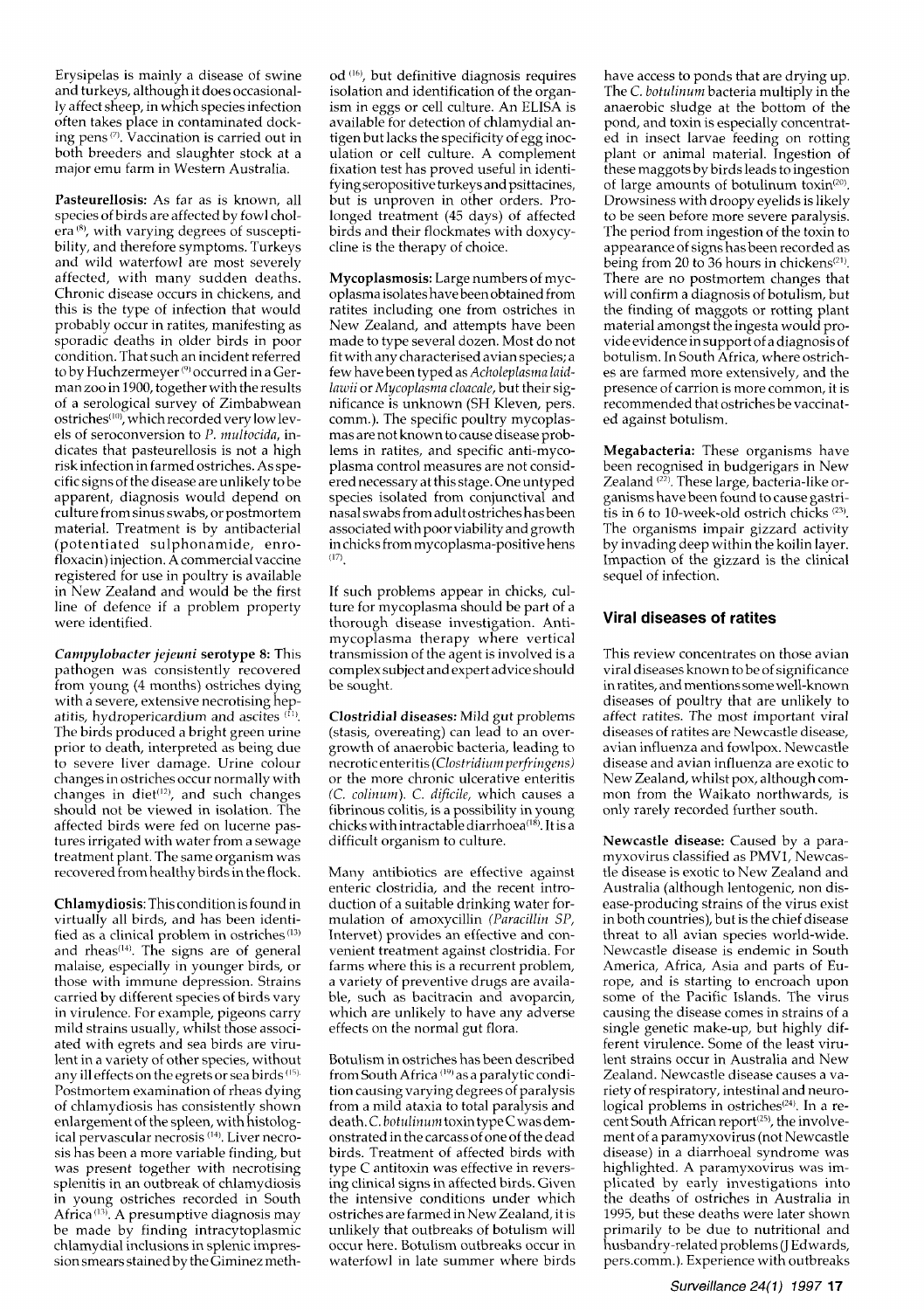Erysipelas is mainly a disease of swine and turkeys, although it does occasionally affect sheep, in which species infection often takes place in contaminated docking pens [7]. Vaccination is carried out in both breeders and slaughter stock at a major emu farm in Western Australia.

**Pasteurellosis:** As far as is known, all species of birds are affected by fowl cholera [8], with varying degrees of susceptibility, and therefore symptoms. Turkeys and wild waterfowl are most severely affected, with many sudden deaths. Chronic disease occurs in chickens, and this is the type of infection that would probably occur in ratites, manifesting as sporadic deaths in older birds in poor condition. That such an incident referred to by Huchzermeyer [9] occurred in a German zoo in 1900, together with the results of a serological survey of Zimbabwean ostriches[10], which recorded very low levels of seroconversion to *P. multocida*, indicates that pasteurellosis is not a high risk infection in farmed ostriches. As specific signs of the disease are unlikely to be apparent, diagnosis would depend on culture from sinus swabs, or postmortem material. Treatment is by antibacterial (potentiated sulphonamide, enrofloxacin) injection. A commercial vaccine registered for use in poultry is available in New Zealand and would be the first line of defence if a problem property were identified.

***Campylobacter jejeuni* serotype 8:** This pathogen was consistently recovered from young (4 months) ostriches dying with a severe, extensive necrotising hepatitis, hydropericardium and ascites [11]. The birds produced a bright green urine prior to death, interpreted as being due to severe liver damage. Urine colour changes in ostriches occur normally with changes in diet[12], and such changes should not be viewed in isolation. The affected birds were fed on lucerne pastures irrigated with water from a sewage treatment plant. The same organism was recovered from healthy birds in the flock.

**Chlamydiosis:** This condition is found in virtually all birds, and has been identified as a clinical problem in ostriches [13] and rheas[14]. The signs are of general malaise, especially in younger birds, or those with immune depression. Strains carried by different species of birds vary in virulence. For example, pigeons carry mild strains usually, whilst those associated with egrets and sea birds are virulent in a variety of other species, without any ill effects on the egrets or sea birds [15]. Postmortem examination of rheas dying of chlamydiosis has consistently shown enlargement of the spleen, with histological pervascular necrosis [14]. Liver necrosis has been a more variable finding, but was present together with necrotising splenitis in an outbreak of chlamydiosis in young ostriches recorded in South Africa [13]. A presumptive diagnosis may be made by finding intracytoplasmic chlamydial inclusions in splenic impression smears stained by the Giminez method [16], but definitive diagnosis requires isolation and identification of the organism in eggs or cell culture. An ELISA is available for detection of chlamydial antigen but lacks the specificity of egg inoculation or cell culture. A complement fixation test has proved useful in identifying seropositive turkeys and psittacines, but is unproven in other orders. Prolonged treatment (45 days) of affected birds and their flockmates with doxycycline is the therapy of choice.

**Mycoplasmosis:** Large numbers of mycoplasma isolates have been obtained from ratites including one from ostriches in New Zealand, and attempts have been made to type several dozen. Most do not fit with any characterised avian species; a few have been typed as *Acholeplasma laidlawii* or *Mycoplasma cloacale*, but their significance is unknown (SH Kleven, pers. comm.). The specific poultry mycoplasmas are not known to cause disease problems in ratites, and specific anti-mycoplasma control measures are not considered necessary at this stage. One untyped species isolated from conjunctival and nasal swabs from adult ostriches has been associated with poor viability and growth in chicks from mycoplasma-positive hens [17].

If such problems appear in chicks, culture for mycoplasma should be part of a thorough disease investigation. Anti-mycoplasma therapy where vertical transmission of the agent is involved is a complex subject and expert advice should be sought.

**Clostridial diseases:** Mild gut problems (stasis, overeating) can lead to an overgrowth of anaerobic bacteria, leading to necrotic enteritis (*Clostridium perfringens*) or the more chronic ulcerative enteritis (*C. colinum*). *C. dificile*, which causes a fibrinous colitis, is a possibility in young chicks with intractable diarrhoea[18]. It is a difficult organism to culture.

Many antibiotics are effective against enteric clostridia, and the recent introduction of a suitable drinking water formulation of amoxycillin (*Paracillin SP*, Intervet) provides an effective and convenient treatment against clostridia. For farms where this is a recurrent problem, a variety of preventive drugs are available, such as bacitracin and avoparcin, which are unlikely to have any adverse effects on the normal gut flora.

Botulism in ostriches has been described from South Africa [19] as a paralytic condition causing varying degrees of paralysis from a mild ataxia to total paralysis and death. *C. botulinum* toxin type C was demonstrated in the carcass of one of the dead birds. Treatment of affected birds with type C antitoxin was effective in reversing clinical signs in affected birds. Given the intensive conditions under which ostriches are farmed in New Zealand, it is unlikely that outbreaks of botulism will occur here. Botulism outbreaks occur in waterfowl in late summer where birds have access to ponds that are drying up. The *C. botulinum* bacteria multiply in the anaerobic sludge at the bottom of the pond, and toxin is especially concentrated in insect larvae feeding on rotting plant or animal material. Ingestion of these maggots by birds leads to ingestion of large amounts of botulinum toxin[20]. Drowsiness with droopy eyelids is likely to be seen before more severe paralysis. The period from ingestion of the toxin to appearance of signs has been recorded as being from 20 to 36 hours in chickens[21]. There are no postmortem changes that will confirm a diagnosis of botulism, but the finding of maggots or rotting plant material amongst the ingesta would provide evidence in support of a diagnosis of botulism. In South Africa, where ostriches are farmed more extensively, and the presence of carrion is more common, it is recommended that ostriches be vaccinated against botulism.

**Megabacteria:** These organisms have been recognised in budgerigars in New Zealand [22]. These large, bacteria-like organisms have been found to cause gastritis in 6 to 10-week-old ostrich chicks [23]. The organisms impair gizzard activity by invading deep within the koilin layer. Impaction of the gizzard is the clinical sequel of infection.

## Viral diseases of ratites

This review concentrates on those avian viral diseases known to be of significance in ratites, and mentions some well-known diseases of poultry that are unlikely to affect ratites. The most important viral diseases of ratites are Newcastle disease, avian influenza and fowlpox. Newcastle disease and avian influenza are exotic to New Zealand, whilst pox, although common from the Waikato northwards, is only rarely recorded further south.

**Newcastle disease:** Caused by a paramyxovirus classified as PMV1, Newcastle disease is exotic to New Zealand and Australia (although lentogenic, non disease-producing strains of the virus exist in both countries), but is the chief disease threat to all avian species world-wide. Newcastle disease is endemic in South America, Africa, Asia and parts of Europe, and is starting to encroach upon some of the Pacific Islands. The virus causing the disease comes in strains of a single genetic make-up, but highly different virulence. Some of the least virulent strains occur in Australia and New Zealand. Newcastle disease causes a variety of respiratory, intestinal and neurological problems in ostriches[24]. In a recent South African report[25], the involvement of a paramyxovirus (not Newcastle disease) in a diarrhoeal syndrome was highlighted. A paramyxovirus was implicated by early investigations into the deaths of ostriches in Australia in 1995, but these deaths were later shown primarily to be due to nutritional and husbandry-related problems (J Edwards, pers.comm.). Experience with outbreaks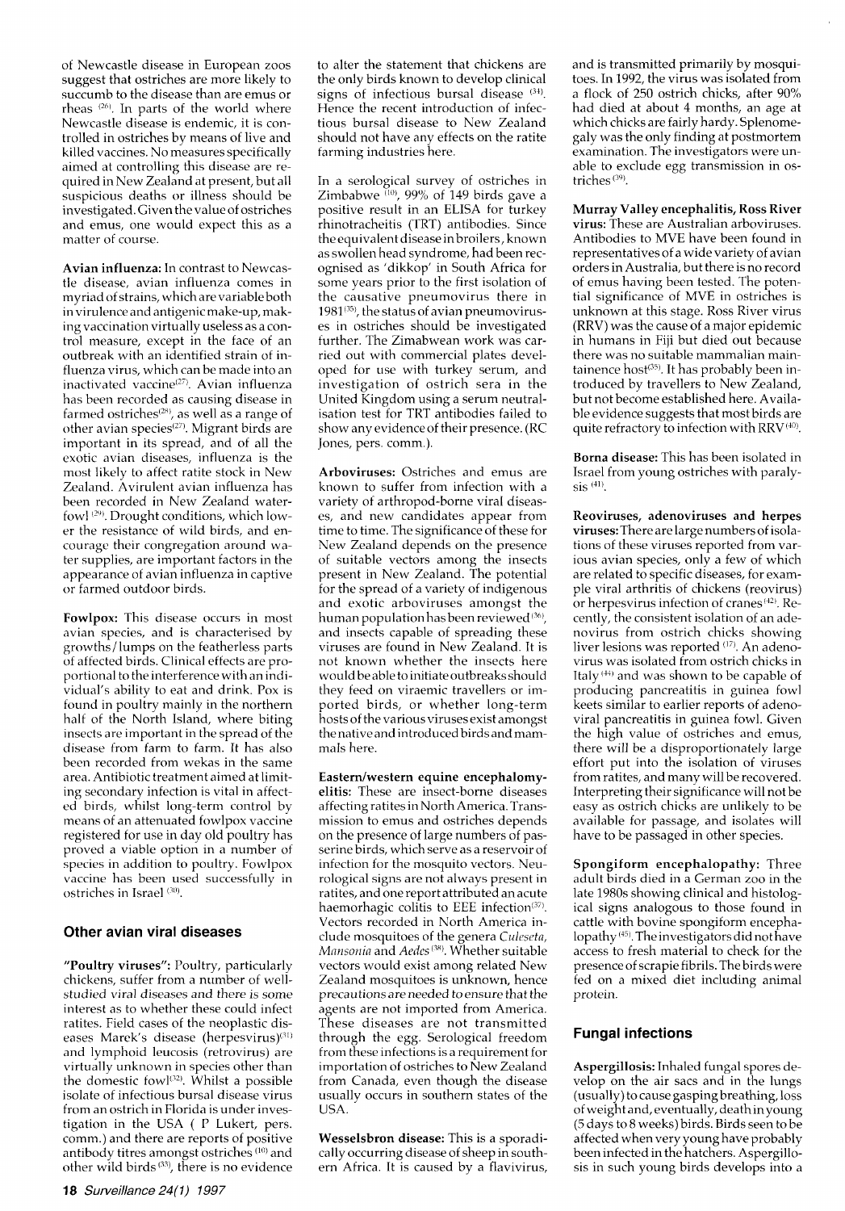of Newcastle disease in European zoos suggest that ostriches are more likely to succumb to the disease than are emus or rheas [26]. In parts of the world where Newcastle disease is endemic, it is controlled in ostriches by means of live and killed vaccines. No measures specifically aimed at controlling this disease are required in New Zealand at present, but all suspicious deaths or illness should be investigated. Given the value of ostriches and emus, one would expect this as a matter of course.

**Avian influenza:** In contrast to Newcastle disease, avian influenza comes in myriad of strains, which are variable both in virulence and antigenic make-up, making vaccination virtually useless as a control measure, except in the face of an outbreak with an identified strain of influenza virus, which can be made into an inactivated vaccine[27]. Avian influenza has been recorded as causing disease in farmed ostriches[28], as well as a range of other avian species[27]. Migrant birds are important in its spread, and of all the exotic avian diseases, influenza is the most likely to affect ratite stock in New Zealand. Avirulent avian influenza has been recorded in New Zealand waterfowl [29]. Drought conditions, which lower the resistance of wild birds, and encourage their congregation around water supplies, are important factors in the appearance of avian influenza in captive or farmed outdoor birds.

**Fowlpox:** This disease occurs in most avian species, and is characterised by growths/lumps on the featherless parts of affected birds. Clinical effects are proportional to the interference with an individual's ability to eat and drink. Pox is found in poultry mainly in the northern half of the North Island, where biting insects are important in the spread of the disease from farm to farm. It has also been recorded from wekas in the same area. Antibiotic treatment aimed at limiting secondary infection is vital in affected birds, whilst long-term control by means of an attenuated fowlpox vaccine registered for use in day old poultry has proved a viable option in a number of species in addition to poultry. Fowlpox vaccine has been used successfully in ostriches in Israel [30].

## Other avian viral diseases

**"Poultry viruses":** Poultry, particularly chickens, suffer from a number of well-studied viral diseases and there is some interest as to whether these could infect ratites. Field cases of the neoplastic diseases Marek's disease (herpesvirus)[31] and lymphoid leucosis (retrovirus) are virtually unknown in species other than the domestic fowl[32]. Whilst a possible isolate of infectious bursal disease virus from an ostrich in Florida is under investigation in the USA ( P Lukert, pers. comm.) and there are reports of positive antibody titres amongst ostriches [10] and other wild birds [33], there is no evidence to alter the statement that chickens are the only birds known to develop clinical signs of infectious bursal disease [34]. Hence the recent introduction of infectious bursal disease to New Zealand should not have any effects on the ratite farming industries here.

In a serological survey of ostriches in Zimbabwe [10], 99% of 149 birds gave a positive result in an ELISA for turkey rhinotracheitis (TRT) antibodies. Since the equivalent disease in broilers, known as swollen head syndrome, had been recognised as 'dikkop' in South Africa for some years prior to the first isolation of the causative pneumovirus there in 1981[35], the status of avian pneumoviruses in ostriches should be investigated further. The Zimabwean work was carried out with commercial plates developed for use with turkey serum, and investigation of ostrich sera in the United Kingdom using a serum neutralisation test for TRT antibodies failed to show any evidence of their presence. (RC Jones, pers. comm.).

**Arboviruses:** Ostriches and emus are known to suffer from infection with a variety of arthropod-borne viral diseases, and new candidates appear from time to time. The significance of these for New Zealand depends on the presence of suitable vectors among the insects present in New Zealand. The potential for the spread of a variety of indigenous and exotic arboviruses amongst the human population has been reviewed [36], and insects capable of spreading these viruses are found in New Zealand. It is not known whether the insects here would be able to initiate outbreaks should they feed on viraemic travellers or imported birds, or whether long-term hosts of the various viruses exist amongst the native and introduced birds and mammals here.

**Eastern/western equine encephalomyelitis:** These are insect-borne diseases affecting ratites in North America. Transmission to emus and ostriches depends on the presence of large numbers of passerine birds, which serve as a reservoir of infection for the mosquito vectors. Neurological signs are not always present in ratites, and one report attributed an acute haemorhagic colitis to EEE infection[37]. Vectors recorded in North America include mosquitoes of the genera *Culeseta*, *Mansonia* and *Aedes*[38]. Whether suitable vectors would exist among related New Zealand mosquitoes is unknown, hence precautions are needed to ensure that the agents are not imported from America. These diseases are not transmitted through the egg. Serological freedom from these infections is a requirement for importation of ostriches to New Zealand from Canada, even though the disease usually occurs in southern states of the USA.

**Wesselsbron disease:** This is a sporadically occurring disease of sheep in southern Africa. It is caused by a flavivirus, and is transmitted primarily by mosquitoes. In 1992, the virus was isolated from a flock of 250 ostrich chicks, after 90% had died at about 4 months, an age at which chicks are fairly hardy. Splenomegaly was the only finding at postmortem examination. The investigators were unable to exclude egg transmission in ostriches[39].

**Murray Valley encephalitis, Ross River virus:** These are Australian arboviruses. Antibodies to MVE have been found in representatives of a wide variety of avian orders in Australia, but there is no record of emus having been tested. The potential significance of MVE in ostriches is unknown at this stage. Ross River virus (RRV) was the cause of a major epidemic in humans in Fiji but died out because there was no suitable mammalian maintainence host[35]. It has probably been introduced by travellers to New Zealand, but not become established here. Available evidence suggests that most birds are quite refractory to infection with RRV[40].

**Borna disease:** This has been isolated in Israel from young ostriches with paralysis [41].

**Reoviruses, adenoviruses and herpes viruses:** There are large numbers of isolations of these viruses reported from various avian species, only a few of which are related to specific diseases, for example viral arthritis of chickens (reovirus) or herpesvirus infection of cranes[42]. Recently, the consistent isolation of an adenovirus from ostrich chicks showing liver lesions was reported [17]. An adenovirus was isolated from ostrich chicks in Italy[44] and was shown to be capable of producing pancreatitis in guinea fowl keets similar to earlier reports of adenoviral pancreatitis in guinea fowl. Given the high value of ostriches and emus, there will be a disproportionately large effort put into the isolation of viruses from ratites, and many will be recovered. Interpreting their significance will not be easy as ostrich chicks are unlikely to be available for passage, and isolates will have to be passaged in other species.

**Spongiform encephalopathy:** Three adult birds died in a German zoo in the late 1980s showing clinical and histological signs analogous to those found in cattle with bovine spongiform encephalopathy[45]. The investigators did not have access to fresh material to check for the presence of scrapie fibrils. The birds were fed on a mixed diet including animal protein.

## Fungal infections

**Aspergillosis:** Inhaled fungal spores develop on the air sacs and in the lungs (usually) to cause gasping breathing, loss of weight and, eventually, death in young (5 days to 8 weeks) birds. Birds seen to be affected when very young have probably been infected in the hatchers. Aspergillosis in such young birds develops into a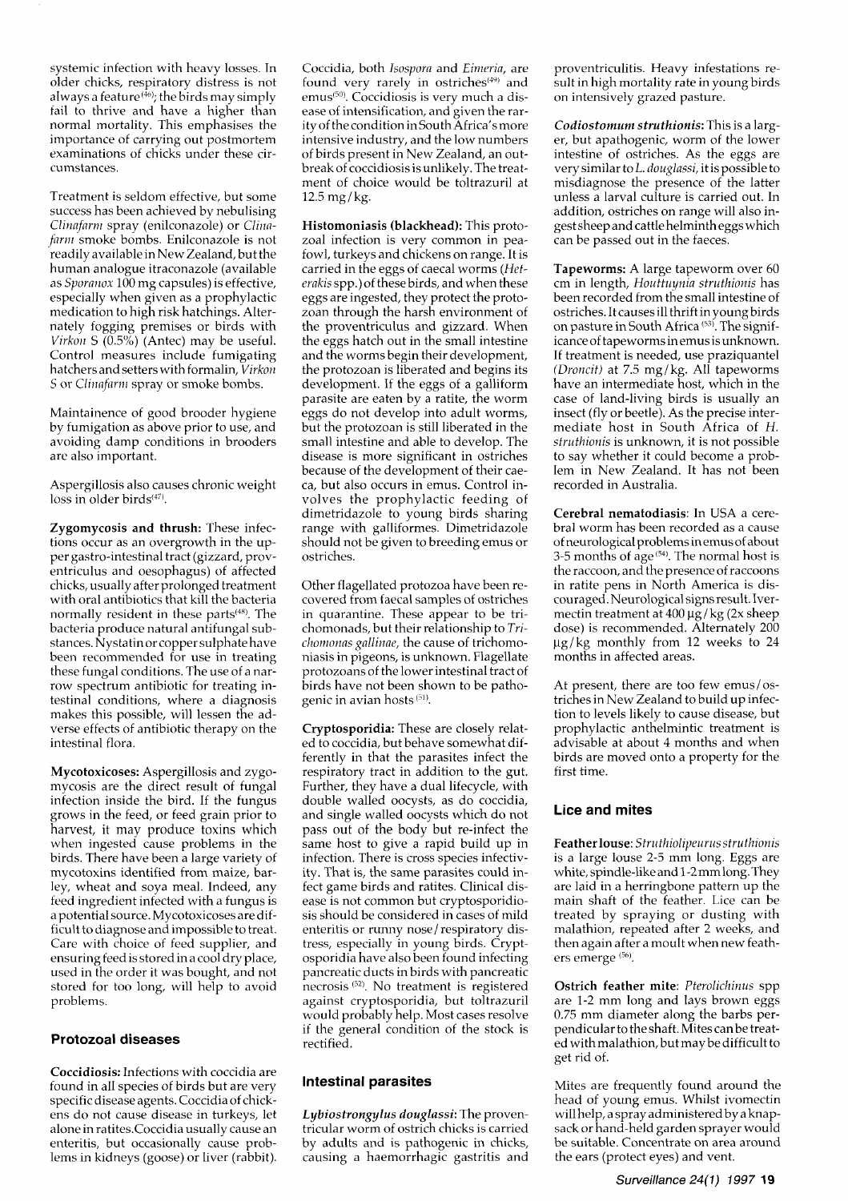systemic infection with heavy losses. In older chicks, respiratory distress is not always a feature[46]; the birds may simply fail to thrive and have a higher than normal mortality. This emphasises the importance of carrying out postmortem examinations of chicks under these circumstances.

Treatment is seldom effective, but some success has been achieved by nebulising *Clinafarm* spray (enilconazole) or *Clinafarm* smoke bombs. Enilconazole is not readily available in New Zealand, but the human analogue itraconazole (available as *Sporanox* 100 mg capsules) is effective, especially when given as a prophylactic medication to high risk hatchings. Alternately fogging premises or birds with *Virkon* S (0.5%) (Antec) may be useful. Control measures include fumigating hatchers and setters with formalin, *Virkon* S or *Clinafarm* spray or smoke bombs.

Maintainence of good brooder hygiene by fumigation as above prior to use, and avoiding damp conditions in brooders are also important.

Aspergillosis also causes chronic weight loss in older birds[47].

**Zygomycosis and thrush:** These infections occur as an overgrowth in the upper gastro-intestinal tract (gizzard, proventriculus and oesophagus) of affected chicks, usually after prolonged treatment with oral antibiotics that kill the bacteria normally resident in these parts[48]. The bacteria produce natural antifungal substances. Nystatin or copper sulphate have been recommended for use in treating these fungal conditions. The use of a narrow spectrum antibiotic for treating intestinal conditions, where a diagnosis makes this possible, will lessen the adverse effects of antibiotic therapy on the intestinal flora.

**Mycotoxicoses:** Aspergillosis and zygomycosis are the direct result of fungal infection inside the bird. If the fungus grows in the feed, or feed grain prior to harvest, it may produce toxins which when ingested cause problems in the birds. There have been a large variety of mycotoxins identified from maize, barley, wheat and soya meal. Indeed, any feed ingredient infected with a fungus is a potential source. Mycotoxicoses are difficult to diagnose and impossible to treat. Care with choice of feed supplier, and ensuring feed is stored in a cool dry place, used in the order it was bought, and not stored for too long, will help to avoid problems.

## Protozoal diseases

**Coccidiosis:** Infections with coccidia are found in all species of birds but are very specific disease agents. Coccidia of chickens do not cause disease in turkeys, let alone in ratites. Coccidia usually cause an enteritis, but occasionally cause problems in kidneys (goose) or liver (rabbit). Coccidia, both *Isospora* and *Eimeria*, are found very rarely in ostriches[49] and emus[50]. Coccidiosis is very much a disease of intensification, and given the rarity of the condition in South Africa's more intensive industry, and the low numbers of birds present in New Zealand, an outbreak of coccidiosis is unlikely. The treatment of choice would be toltrazuril at 12.5 mg/kg.

**Histomoniasis (blackhead):** This protozoal infection is very common in peafowl, turkeys and chickens on range. It is carried in the eggs of caecal worms (*Heterakis* spp.) of these birds, and when these eggs are ingested, they protect the protozoan through the harsh environment of the proventriculus and gizzard. When the eggs hatch out in the small intestine and the worms begin their development, the protozoan is liberated and begins its development. If the eggs of a galliform parasite are eaten by a ratite, the worm eggs do not develop into adult worms, but the protozoan is still liberated in the small intestine and able to develop. The disease is more significant in ostriches because of the development of their caeca, but also occurs in emus. Control involves the prophylactic feeding of dimetridazole to young birds sharing range with galliformes. Dimetridazole should not be given to breeding emus or ostriches.

Other flagellated protozoa have been recovered from faecal samples of ostriches in quarantine. These appear to be trichomonads, but their relationship to *Trichomonas gallinae*, the cause of trichomoniasis in pigeons, is unknown. Flagellate protozoans of the lower intestinal tract of birds have not been shown to be pathogenic in avian hosts[51].

**Cryptosporidia:** These are closely related to coccidia, but behave somewhat differently in that the parasites infect the respiratory tract in addition to the gut. Further, they have a dual lifecycle, with double walled oocysts, as do coccidia, and single walled oocysts which do not pass out of the body but re-infect the same host to give a rapid build up in infection. There is cross species infectivity. That is, the same parasites could infect game birds and ratites. Clinical disease is not common but cryptosporidiosis should be considered in cases of mild enteritis or runny nose/respiratory distress, especially in young birds. Cryptosporidia have also been found infecting pancreatic ducts in birds with pancreatic necrosis[52]. No treatment is registered against cryptosporidia, but toltrazuril would probably help. Most cases resolve if the general condition of the stock is rectified.

## Intestinal parasites

***Lybiostrongylus douglassi*:** The proventricular worm of ostrich chicks is carried by adults and is pathogenic in chicks, causing a haemorrhagic gastritis and proventriculitis. Heavy infestations result in high mortality rate in young birds on intensively grazed pasture.

***Codiostomum struthionis*:** This is a larger, but apathogenic, worm of the lower intestine of ostriches. As the eggs are very similar to *L. douglassi*, it is possible to misdiagnose the presence of the latter unless a larval culture is carried out. In addition, ostriches on range will also ingest sheep and cattle helminth eggs which can be passed out in the faeces.

**Tapeworms:** A large tapeworm over 60 cm in length, *Houttuynia struthionis* has been recorded from the small intestine of ostriches. It causes ill thrift in young birds on pasture in South Africa[53]. The significance of tapeworms in emus is unknown. If treatment is needed, use praziquantel (*Droncit*) at 7.5 mg/kg. All tapeworms have an intermediate host, which in the case of land-living birds is usually an insect (fly or beetle). As the precise intermediate host in South Africa of *H. struthionis* is unknown, it is not possible to say whether it could become a problem in New Zealand. It has not been recorded in Australia.

**Cerebral nematodiasis:** In USA a cerebral worm has been recorded as a cause of neurological problems in emus of about 3-5 months of age[54]. The normal host is the raccoon, and the presence of raccoons in ratite pens in North America is discouraged. Neurological signs result. Ivermectin treatment at 400 µg/kg (2x sheep dose) is recommended. Alternately 200 µg/kg monthly from 12 weeks to 24 months in affected areas.

At present, there are too few emus/ostriches in New Zealand to build up infection to levels likely to cause disease, but prophylactic anthelmintic treatment is advisable at about 4 months and when birds are moved onto a property for the first time.

## Lice and mites

**Feather louse:** *Struthiolipeurus struthionis* is a large louse 2-5 mm long. Eggs are white, spindle-like and 1-2 mm long. They are laid in a herringbone pattern up the main shaft of the feather. Lice can be treated by spraying or dusting with malathion, repeated after 2 weeks, and then again after a moult when new feathers emerge[56].

**Ostrich feather mite:** *Pterolichinus* spp are 1-2 mm long and lays brown eggs 0.75 mm diameter along the barbs perpendicular to the shaft. Mites can be treated with malathion, but may be difficult to get rid of.

Mites are frequently found around the head of young emus. Whilst ivomectin will help, a spray administered by a knapsack or hand-held garden sprayer would be suitable. Concentrate on area around the ears (protect eyes) and vent.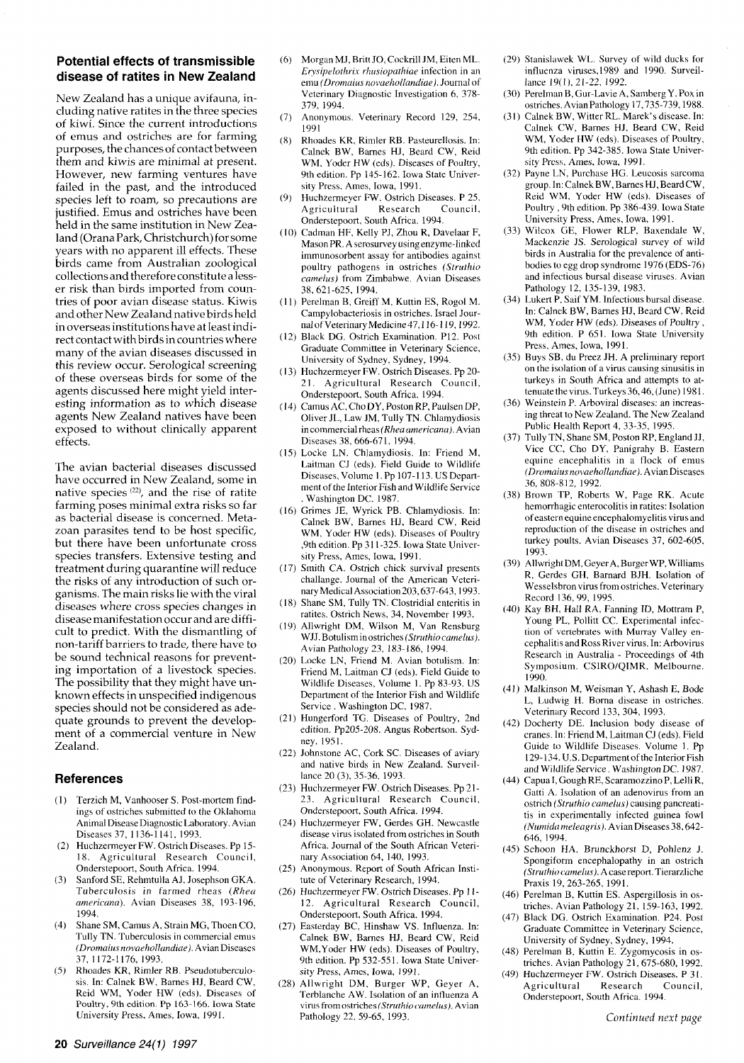## Potential effects of transmissible disease of ratites in New Zealand

New Zealand has a unique avifauna, including native ratites in the three species of kiwi. Since the current introductions of emus and ostriches are for farming purposes, the chances of contact between them and kiwis are minimal at present. However, new farming ventures have failed in the past, and the introduced species left to roam, so precautions are justified. Emus and ostriches have been held in the same institution in New Zealand (Orana Park, Christchurch) for some years with no apparent ill effects. These birds came from Australian zoological collections and therefore constitute a lesser risk than birds imported from countries of poor avian disease status. Kiwis and other New Zealand native birds held in overseas institutions have at least indirect contact with birds in countries where many of the avian diseases discussed in this review occur. Serological screening of these overseas birds for some of the agents discussed here might yield interesting information as to which disease agents New Zealand natives have been exposed to without clinically apparent effects.

The avian bacterial diseases discussed have occurred in New Zealand, some in native species [22], and the rise of ratite farming poses minimal extra risks so far as bacterial disease is concerned. Metazoan parasites tend to be host specific, but there have been unfortunate cross species transfers. Extensive testing and treatment during quarantine will reduce the risks of any introduction of such organisms. The main risks lie with the viral diseases where cross species changes in disease manifestation occur and are difficult to predict. With the dismantling of non-tariff barriers to trade, there have to be sound technical reasons for preventing importation of a livestock species. The possibility that they might have unknown effects in unspecified indigenous species should not be considered as adequate grounds to prevent the development of a commercial venture in New Zealand.

## References

(1) Terzich M, Vanhooser S. Post-mortem findings of ostriches submitted to the Oklahoma Animal Disease Diagnostic Laboratory. Avian Diseases 37, 1136-1141, 1993.

(2) Huchzermeyer FW. Ostrich Diseases. Pp 15-18. Agricultural Research Council, Onderstepoort, South Africa. 1994.

(3) Sanford SE, Rehmtulla AJ, Josephson GKA. Tuberculosis in farmed rheas (*Rhea americana*). Avian Diseases 38, 193-196, 1994.

(4) Shane SM, Camus A, Strain MG, Thoen CO, Tully TN. Tuberculosis in commercial emus (*Dromaius novaehollandiae*). Avian Diseases 37, 1172-1176, 1993.

(5) Rhoades KR, Rimler RB. Pseudotuberculosis. In: Calnek BW, Barnes HJ, Beard CW, Reid WM, Yoder HW (eds). Diseases of Poultry, 9th edition. Pp 163-166. Iowa State University Press, Ames, Iowa, 1991.

(6) Morgan MJ, Britt JO, Cockrill JM, Eiten ML. *Erysipelothrix rhusiopathiae* infection in an emu (*Dromaius novaehollandiae*). Journal of Veterinary Diagnostic Investigation 6, 378-379, 1994.

(7) Anonymous. Veterinary Record 129, 254, 1991

(8) Rhoades KR, Rimler RB. Pasteurellosis. In: Calnek BW, Barnes HJ, Beard CW, Reid WM, Yoder HW (eds). Diseases of Poultry, 9th edition. Pp 145-162. Iowa State University Press, Ames, Iowa, 1991.

(9) Huchzermeyer FW. Ostrich Diseases. P 25. Agricultural Research Council, Onderstepoort, South Africa. 1994.

(10) Cadman HF, Kelly PJ, Zhou R, Davelaar F, Mason PR. A serosurvey using enzyme-linked immunosorbent assay for antibodies against poultry pathogens in ostriches (*Struthio camelus*) from Zimbabwe. Avian Diseases 38, 621-625, 1994.

(11) Perelman B, Greiff M, Kuttin ES, Rogol M. Campylobacteriosis in ostriches. Israel Journal of Veterinary Medicine 47, 116-119, 1992.

(12) Black DG. Ostrich Examination. P12. Post Graduate Committee in Veterinary Science, University of Sydney, Sydney, 1994.

(13) Huchzermeyer FW. Ostrich Diseases. Pp 20-21. Agricultural Research Council, Onderstepoort, South Africa. 1994.

(14) Camus AC, Cho DY, Poston RP, Paulsen DP, Oliver JL, Law JM, Tully TN. Chlamydiosis in commercial rheas (*Rhea americana*). Avian Diseases 38, 666-671, 1994.

(15) Locke LN. Chlamydiosis. In: Friend M, Laitman CJ (eds). Field Guide to Wildlife Diseases, Volume 1. Pp 107-113. US Department of the Interior Fish and Wildlife Service. Washington DC. 1987.

(16) Grimes JE, Wyrick PB. Chlamydiosis. In: Calnek BW, Barnes HJ, Beard CW, Reid WM, Yoder HW (eds). Diseases of Poultry, 9th edition. Pp 311-325. Iowa State University Press, Ames, Iowa, 1991.

(17) Smith CA. Ostrich chick survival presents challange. Journal of the American Veterinary Medical Association 203, 637-643, 1993.

(18) Shane SM, Tully TN. Clostridial enteritis in ratites. Ostrich News, 34, November 1993.

(19) Allwright DM, Wilson M, Van Rensburg WJJ. Botulism in ostriches (*Struthio camelus*). Avian Pathology 23, 183-186, 1994.

(20) Locke LN, Friend M. Avian botulism. In: Friend M, Laitman CJ (eds). Field Guide to Wildlife Diseases, Volume 1. Pp 83-93. US Department of the Interior Fish and Wildlife Service. Washington DC. 1987.

(21) Hungerford TG. Diseases of Poultry, 2nd edition. Pp205-208. Angus Robertson. Sydney, 1951.

(22) Johnstone AC, Cork SC. Diseases of aviary and native birds in New Zealand. Surveillance 20 (3), 35-36, 1993.

(23) Huchzermeyer FW. Ostrich Diseases. Pp 21-23. Agricultural Research Council, Onderstepoort, South Africa. 1994.

(24) Huchzermeyer FW, Gerdes GH. Newcastle disease virus isolated from ostriches in South Africa. Journal of the South African Veterinary Association 64, 140, 1993.

(25) Anonymous. Report of South African Institute of Veterinary Research, 1994.

(26) Huchzermeyer FW. Ostrich Diseases. Pp 11-12. Agricultural Research Council, Onderstepoort, South Africa. 1994.

(27) Easterday BC, Hinshaw VS. Influenza. In: Calnek BW, Barnes HJ, Beard CW, Reid WM, Yoder HW (eds). Diseases of Poultry, 9th edition. Pp 532-551. Iowa State University Press, Ames, Iowa, 1991.

(28) Allwright DM, Burger WP, Geyer A, Terblanche AW. Isolation of an influenza A virus from ostriches (*Struthio camelus*). Avian Pathology 22, 59-65, 1993.

(29) Stanislawek WL. Survey of wild ducks for influenza viruses, 1989 and 1990. Surveillance 19(1), 21-22, 1992.

(30) Perelman B, Gur-Lavie A, Samberg Y. Pox in ostriches. Avian Pathology 17, 735-739, 1988.

(31) Calnek BW, Witter RL. Marek's disease. In: Calnek CW, Barnes HJ, Beard CW, Reid WM, Yoder HW (eds). Diseases of Poultry, 9th edition. Pp 342-385. Iowa State University Press, Ames, Iowa, 1991.

(32) Payne LN, Purchase HG. Leucosis sarcoma group. In: Calnek BW, Barnes HJ, Beard CW, Reid WM, Yoder HW (eds). Diseases of Poultry, 9th edition. Pp 386-439. Iowa State University Press, Ames, Iowa, 1991.

(33) Wilcox GE, Flower RLP, Baxendale W, Mackenzie JS. Serological survey of wild birds in Australia for the prevalence of antibodies to egg drop syndrome 1976 (EDS-76) and infectious bursal disease viruses. Avian Pathology 12, 135-139, 1983.

(34) Lukert P, Saif YM. Infectious bursal disease. In: Calnek BW, Barnes HJ, Beard CW, Reid WM, Yoder HW (eds). Diseases of Poultry, 9th edition. P 651. Iowa State University Press, Ames, Iowa, 1991.

(35) Buys SB, du Preez JH. A preliminary report on the isolation of a virus causing sinusitis in turkeys in South Africa and attempts to attenuate the virus. Turkeys 36, 46, (June) 1981.

(36) Weinstein P. Arboviral diseases: an increasing threat to New Zealand. The New Zealand Public Health Report 4, 33-35, 1995.

(37) Tully TN, Shane SM, Poston RP, England JJ, Vice CC, Cho DY, Panigrahy B. Eastern equine encephalitis in a flock of emus (*Dromaius novaehollandiae*). Avian Diseases 36, 808-812, 1992.

(38) Brown TP, Roberts W, Page RK. Acute hemorrhagic enterocolitis in ratites: Isolation of eastern equine encephalomyelitis virus and reproduction of the disease in ostriches and turkey poults. Avian Diseases 37, 602-605, 1993.

(39) Allwright DM, Geyer A, Burger WP, Williams R, Gerdes GH, Barnard BJH. Isolation of Wesselsbron virus from ostriches. Veterinary Record 136, 99, 1995.

(40) Kay BH, Hall RA, Fanning ID, Mottram P, Young PL, Pollitt CC. Experimental infection of vertebrates with Murray Valley encephalitis and Ross River virus. In: Arbovirus Research in Australia - Proceedings of 4th Symposium. CSIRO/QIMR. Melbourne. 1990.

(41) Malkinson M, Weisman Y, Ashash E, Bode L, Ludwig H. Borna disease in ostriches. Veterinary Record 133, 304, 1993.

(42) Docherty DE. Inclusion body disease of cranes. In: Friend M, Laitman CJ (eds). Field Guide to Wildlife Diseases. Volume 1. Pp 129-134. U.S. Department of the Interior Fish and Wildlife Service. Washington DC. 1987.

(44) Capua I, Gough RE, Scaramozzino P, Lelli R, Gatti A. Isolation of an adenovirus from an ostrich (*Struthio camelus*) causing pancreatitis in experimentally infected guinea fowl (*Numida meleagris*). Avian Diseases 38, 642-646, 1994.

(45) Schoon HA, Brunckhorst D, Pohlenz J. Spongiform encephalopathy in an ostrich (*Struthio camelus*). A case report. Tierarzliche Praxis 19, 263-265, 1991.

(46) Perelman B, Kuttin ES. Aspergillosis in ostriches. Avian Pathology 21, 159-163, 1992.

(47) Black DG. Ostrich Examination. P24. Post Graduate Committee in Veterinary Science, University of Sydney, Sydney, 1994.

(48) Perelman B, Kuttin E. Zygomycosis in ostriches. Avian Pathology 21, 675-680, 1992.

(49) Huchzermeyer FW. Ostrich Diseases. P 31. Agricultural Research Council, Onderstepoort, South Africa. 1994.

*Continued next page*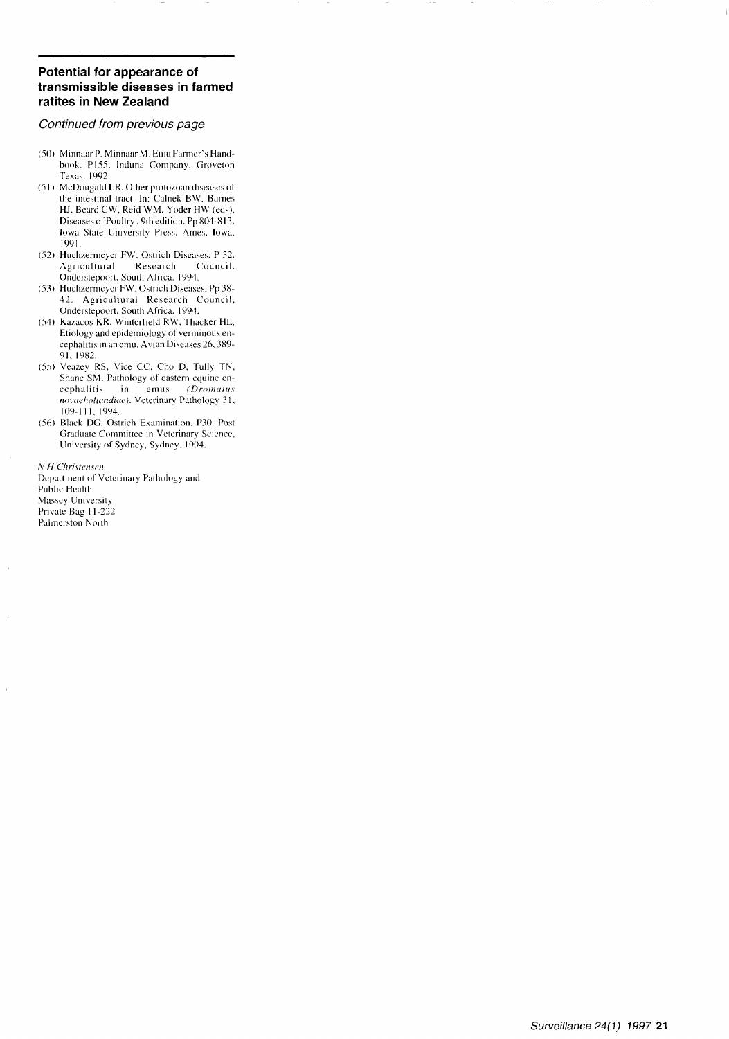## Potential for appearance of transmissible diseases in farmed ratites in New Zealand

*Continued from previous page*

(50) Minnaar P, Minnaar M. Emu Farmer's Handbook. P155. Induna Company, Groveton Texas. 1992.

(51) McDougald LR. Other protozoan diseases of the intestinal tract. In: Calnek BW, Barnes HJ, Beard CW, Reid WM, Yoder HW (eds). Diseases of Poultry, 9th edition. Pp 804-813. Iowa State University Press, Ames, Iowa, 1991.

(52) Huchzermeyer FW. Ostrich Diseases. P 32. Agricultural Research Council, Onderstepoort, South Africa. 1994.

(53) Huchzermeyer FW. Ostrich Diseases. Pp 38-42. Agricultural Research Council, Onderstepoort, South Africa. 1994.

(54) Kazacos KR, Winterfield RW, Thacker HL. Etiology and epidemiology of verminous encephalitis in an emu. Avian Diseases 26, 389-91, 1982.

(55) Veazey RS, Vice CC, Cho D, Tully TN, Shane SM. Pathology of eastern equine encephalitis in emus *(Dromaius novaehollandiae)*. Veterinary Pathology 31, 109-111, 1994.

(56) Black DG. Ostrich Examination. P30. Post Graduate Committee in Veterinary Science, University of Sydney, Sydney. 1994.

*N H Christensen*
Department of Veterinary Pathology and Public Health
Massey University
Private Bag 11-222
Palmerston North